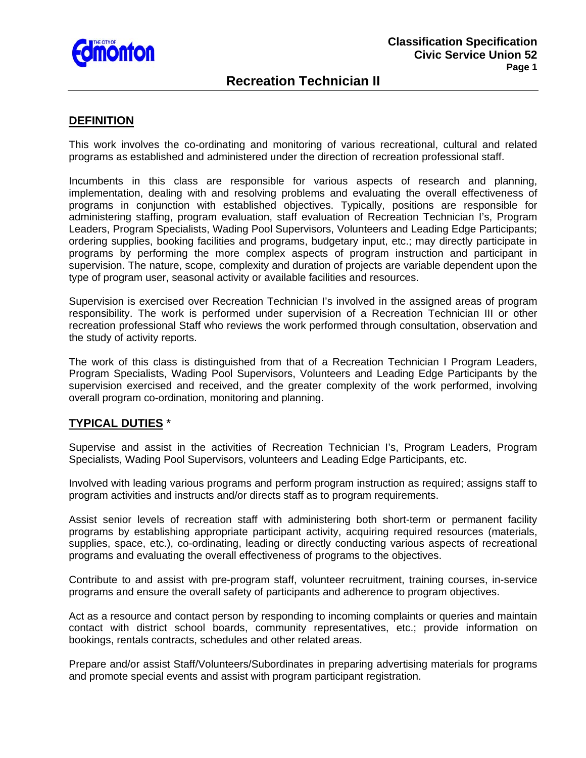# Recreation Technician II

## DEFINITION

This work involves the co-ordinating and monitoring of various recreational, cultural and related programs as established and administered under the direction of recreation professional staff.

Incumbents in this class are responsible for various aspects of research and planning, implementation, dealing with and resolving problems and evaluating the overall effectiveness of programs in conjunction with established objectives. Typically, positions are responsible for administering staffing, program evaluation, staff evaluation of Recreation Technician I's, Program Leaders, Program Specialists, Wading Pool Supervisors, Volunteers and Leading Edge Participants; ordering supplies, booking facilities and programs, budgetary input, etc.; may directly participate in programs by performing the more complex aspects of program instruction and participant in supervision. The nature, scope, complexity and duration of projects are variable dependent upon the type of program user, seasonal activity or available facilities and resources.

Supervision is exercised over Recreation Technician I's involved in the assigned areas of program responsibility. The work is performed under supervision of a Recreation Technician III or other recreation professional Staff who reviews the work performed through consultation, observation and the study of activity reports.

The work of this class is distinguished from that of a Recreation Technician I Program Leaders, Program Specialists, Wading Pool Supervisors, Volunteers and Leading Edge Participants by the supervision exercised and received, and the greater complexity of the work performed, involving overall program co-ordination, monitoring and planning.

## TYPICAL DUTIES *

Supervise and assist in the activities of Recreation Technician I's, Program Leaders, Program Specialists, Wading Pool Supervisors, volunteers and Leading Edge Participants, etc.

Involved with leading various programs and perform program instruction as required; assigns staff to program activities and instructs and/or directs staff as to program requirements.

Assist senior levels of recreation staff with administering both short-term or permanent facility programs by establishing appropriate participant activity, acquiring required resources (materials, supplies, space, etc.), co-ordinating, leading or directly conducting various aspects of recreational programs and evaluating the overall effectiveness of programs to the objectives.

Contribute to and assist with pre-program staff, volunteer recruitment, training courses, in-service programs and ensure the overall safety of participants and adherence to program objectives.

Act as a resource and contact person by responding to incoming complaints or queries and maintain contact with district school boards, community representatives, etc.; provide information on bookings, rentals contracts, schedules and other related areas.

Prepare and/or assist Staff/Volunteers/Subordinates in preparing advertising materials for programs and promote special events and assist with program participant registration.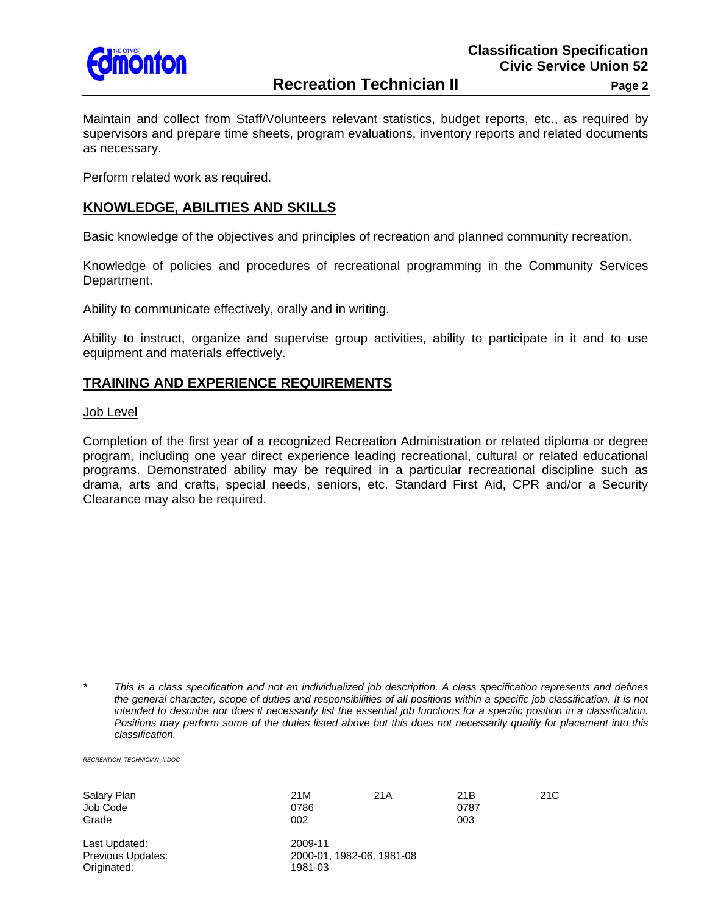Maintain and collect from Staff/Volunteers relevant statistics, budget reports, etc., as required by supervisors and prepare time sheets, program evaluations, inventory reports and related documents as necessary.

Perform related work as required.

## KNOWLEDGE, ABILITIES AND SKILLS

Basic knowledge of the objectives and principles of recreation and planned community recreation.

Knowledge of policies and procedures of recreational programming in the Community Services Department.

Ability to communicate effectively, orally and in writing.

Ability to instruct, organize and supervise group activities, ability to participate in it and to use equipment and materials effectively.

## TRAINING AND EXPERIENCE REQUIREMENTS

Job Level

Completion of the first year of a recognized Recreation Administration or related diploma or degree program, including one year direct experience leading recreational, cultural or related educational programs. Demonstrated ability may be required in a particular recreational discipline such as drama, arts and crafts, special needs, seniors, etc. Standard First Aid, CPR and/or a Security Clearance may also be required.

\* *This is a class specification and not an individualized job description. A class specification represents and defines the general character, scope of duties and responsibilities of all positions within a specific job classification. It is not intended to describe nor does it necessarily list the essential job functions for a specific position in a classification. Positions may perform some of the duties listed above but this does not necessarily qualify for placement into this classification.*

*RECREATION_TECHNICIAN_II.DOC*

| | | | | |
|---|---|---|---|---|
| Salary Plan | 21M | 21A | 21B | 21C |
| Job Code | 0786 | | 0787 | |
| Grade | 002 | | 003 | |

| | |
|---|---|
| Last Updated: | 2009-11 |
| Previous Updates: | 2000-01, 1982-06, 1981-08 |
| Originated: | 1981-03 |